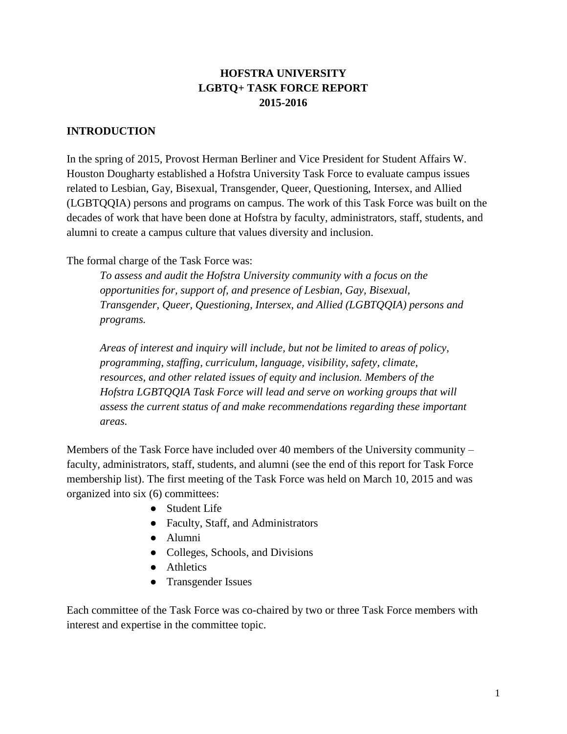# HOFSTRA UNIVERSITY
# LGBTQ+ TASK FORCE REPORT
# 2015-2016

## INTRODUCTION

In the spring of 2015, Provost Herman Berliner and Vice President for Student Affairs W. Houston Dougharty established a Hofstra University Task Force to evaluate campus issues related to Lesbian, Gay, Bisexual, Transgender, Queer, Questioning, Intersex, and Allied (LGBTQQIA) persons and programs on campus. The work of this Task Force was built on the decades of work that have been done at Hofstra by faculty, administrators, staff, students, and alumni to create a campus culture that values diversity and inclusion.

The formal charge of the Task Force was:

> *To assess and audit the Hofstra University community with a focus on the opportunities for, support of, and presence of Lesbian, Gay, Bisexual, Transgender, Queer, Questioning, Intersex, and Allied (LGBTQQIA) persons and programs.*
>
> *Areas of interest and inquiry will include, but not be limited to areas of policy, programming, staffing, curriculum, language, visibility, safety, climate, resources, and other related issues of equity and inclusion. Members of the Hofstra LGBTQQIA Task Force will lead and serve on working groups that will assess the current status of and make recommendations regarding these important areas.*

Members of the Task Force have included over 40 members of the University community – faculty, administrators, staff, students, and alumni (see the end of this report for Task Force membership list). The first meeting of the Task Force was held on March 10, 2015 and was organized into six (6) committees:

- Student Life
- Faculty, Staff, and Administrators
- Alumni
- Colleges, Schools, and Divisions
- Athletics
- Transgender Issues

Each committee of the Task Force was co-chaired by two or three Task Force members with interest and expertise in the committee topic.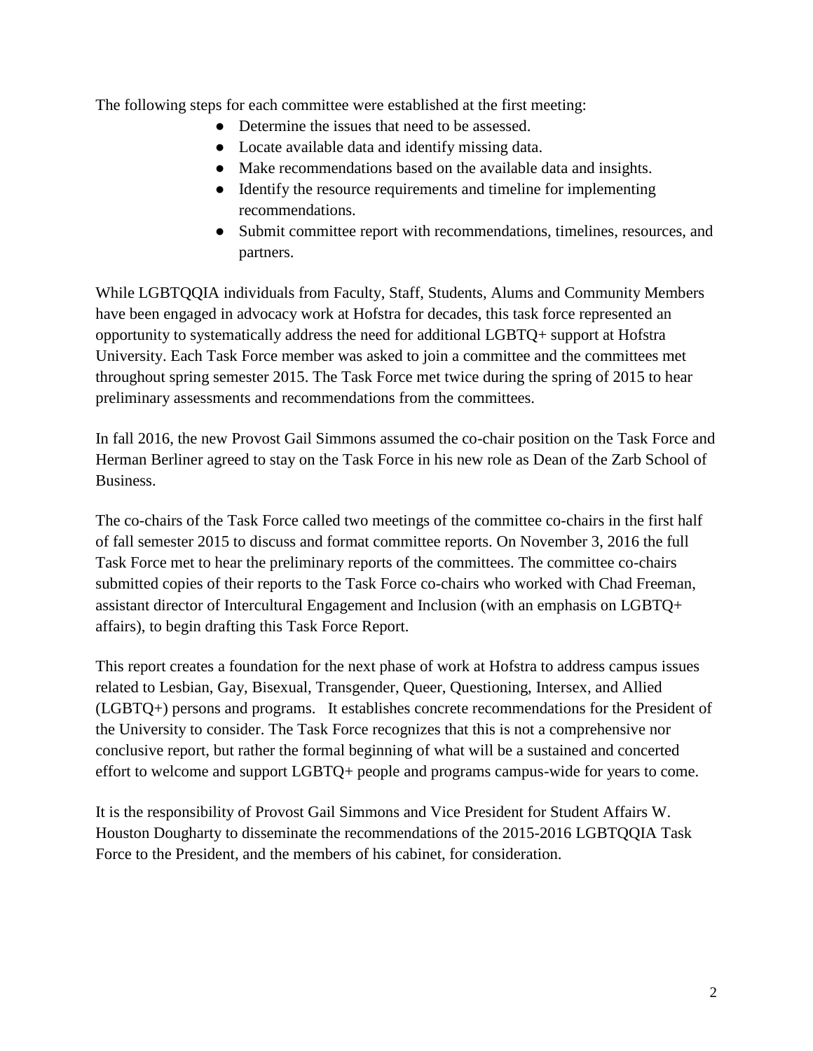The following steps for each committee were established at the first meeting:

- Determine the issues that need to be assessed.
- Locate available data and identify missing data.
- Make recommendations based on the available data and insights.
- Identify the resource requirements and timeline for implementing recommendations.
- Submit committee report with recommendations, timelines, resources, and partners.

While LGBTQQIA individuals from Faculty, Staff, Students, Alums and Community Members have been engaged in advocacy work at Hofstra for decades, this task force represented an opportunity to systematically address the need for additional LGBTQ+ support at Hofstra University. Each Task Force member was asked to join a committee and the committees met throughout spring semester 2015. The Task Force met twice during the spring of 2015 to hear preliminary assessments and recommendations from the committees.

In fall 2016, the new Provost Gail Simmons assumed the co-chair position on the Task Force and Herman Berliner agreed to stay on the Task Force in his new role as Dean of the Zarb School of Business.

The co-chairs of the Task Force called two meetings of the committee co-chairs in the first half of fall semester 2015 to discuss and format committee reports. On November 3, 2016 the full Task Force met to hear the preliminary reports of the committees. The committee co-chairs submitted copies of their reports to the Task Force co-chairs who worked with Chad Freeman, assistant director of Intercultural Engagement and Inclusion (with an emphasis on LGBTQ+ affairs), to begin drafting this Task Force Report.

This report creates a foundation for the next phase of work at Hofstra to address campus issues related to Lesbian, Gay, Bisexual, Transgender, Queer, Questioning, Intersex, and Allied (LGBTQ+) persons and programs. It establishes concrete recommendations for the President of the University to consider. The Task Force recognizes that this is not a comprehensive nor conclusive report, but rather the formal beginning of what will be a sustained and concerted effort to welcome and support LGBTQ+ people and programs campus-wide for years to come.

It is the responsibility of Provost Gail Simmons and Vice President for Student Affairs W. Houston Dougharty to disseminate the recommendations of the 2015-2016 LGBTQQIA Task Force to the President, and the members of his cabinet, for consideration.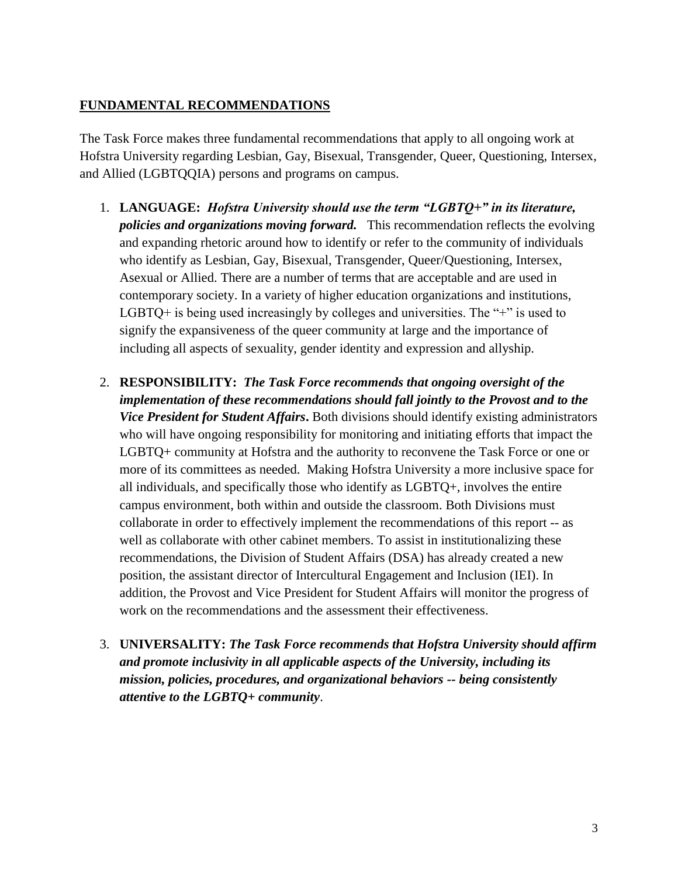## FUNDAMENTAL RECOMMENDATIONS

The Task Force makes three fundamental recommendations that apply to all ongoing work at Hofstra University regarding Lesbian, Gay, Bisexual, Transgender, Queer, Questioning, Intersex, and Allied (LGBTQQIA) persons and programs on campus.

1. **LANGUAGE:** ***Hofstra University should use the term "LGBTQ+" in its literature, policies and organizations moving forward.*** This recommendation reflects the evolving and expanding rhetoric around how to identify or refer to the community of individuals who identify as Lesbian, Gay, Bisexual, Transgender, Queer/Questioning, Intersex, Asexual or Allied. There are a number of terms that are acceptable and are used in contemporary society. In a variety of higher education organizations and institutions, LGBTQ+ is being used increasingly by colleges and universities. The "+" is used to signify the expansiveness of the queer community at large and the importance of including all aspects of sexuality, gender identity and expression and allyship.

2. **RESPONSIBILITY:** ***The Task Force recommends that ongoing oversight of the implementation of these recommendations should fall jointly to the Provost and to the Vice President for Student Affairs*.** Both divisions should identify existing administrators who will have ongoing responsibility for monitoring and initiating efforts that impact the LGBTQ+ community at Hofstra and the authority to reconvene the Task Force or one or more of its committees as needed. Making Hofstra University a more inclusive space for all individuals, and specifically those who identify as LGBTQ+, involves the entire campus environment, both within and outside the classroom. Both Divisions must collaborate in order to effectively implement the recommendations of this report -- as well as collaborate with other cabinet members. To assist in institutionalizing these recommendations, the Division of Student Affairs (DSA) has already created a new position, the assistant director of Intercultural Engagement and Inclusion (IEI). In addition, the Provost and Vice President for Student Affairs will monitor the progress of work on the recommendations and the assessment their effectiveness.

3. **UNIVERSALITY:** ***The Task Force recommends that Hofstra University should affirm and promote inclusivity in all applicable aspects of the University, including its mission, policies, procedures, and organizational behaviors -- being consistently attentive to the LGBTQ+ community***.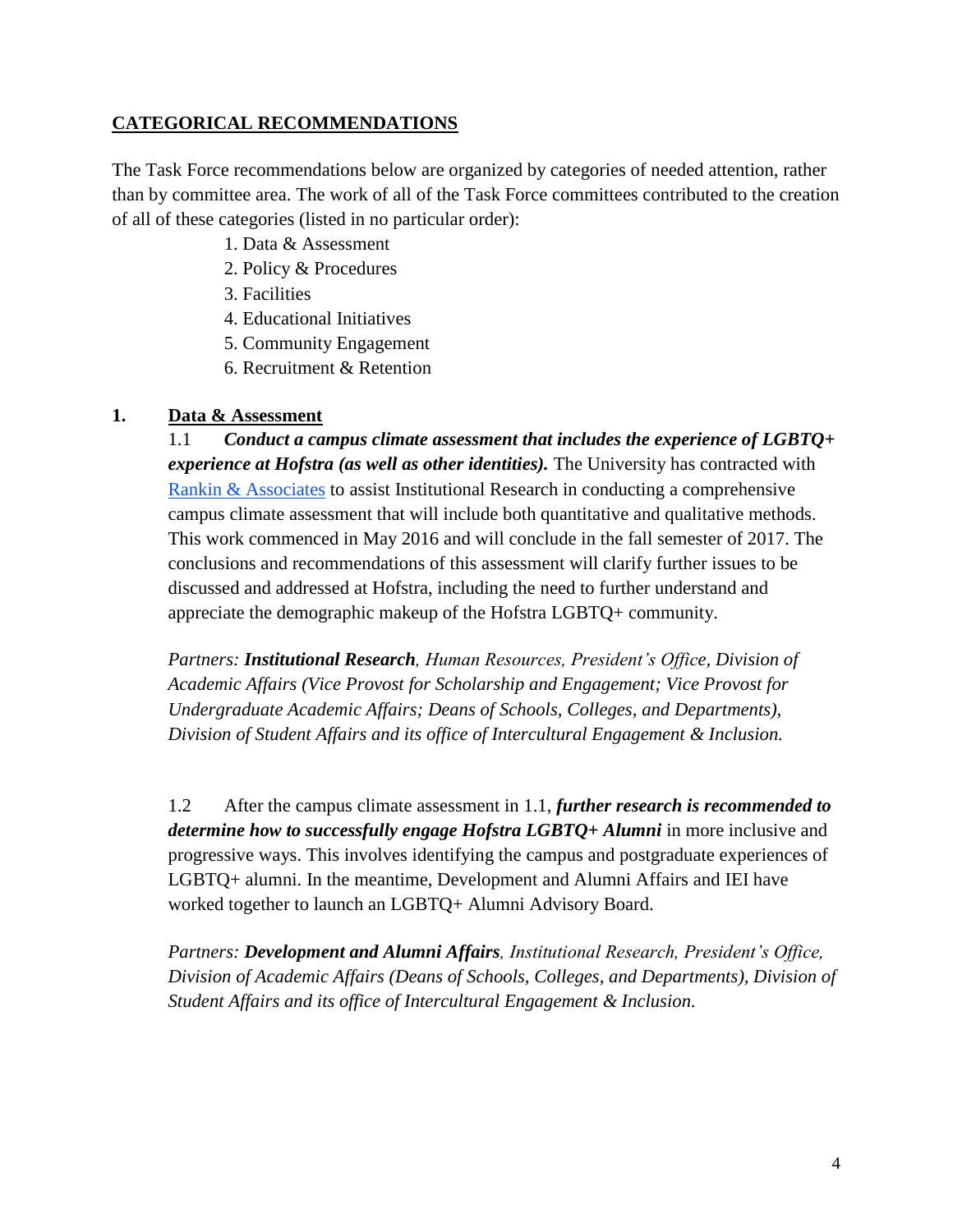## CATEGORICAL RECOMMENDATIONS

The Task Force recommendations below are organized by categories of needed attention, rather than by committee area. The work of all of the Task Force committees contributed to the creation of all of these categories (listed in no particular order):

1. Data & Assessment
2. Policy & Procedures
3. Facilities
4. Educational Initiatives
5. Community Engagement
6. Recruitment & Retention

### 1. Data & Assessment

1.1 ***Conduct a campus climate assessment that includes the experience of LGBTQ+ experience at Hofstra (as well as other identities).*** The University has contracted with Rankin & Associates to assist Institutional Research in conducting a comprehensive campus climate assessment that will include both quantitative and qualitative methods. This work commenced in May 2016 and will conclude in the fall semester of 2017. The conclusions and recommendations of this assessment will clarify further issues to be discussed and addressed at Hofstra, including the need to further understand and appreciate the demographic makeup of the Hofstra LGBTQ+ community.

*Partners: **Institutional Research**, Human Resources, President's Office, Division of Academic Affairs (Vice Provost for Scholarship and Engagement; Vice Provost for Undergraduate Academic Affairs; Deans of Schools, Colleges, and Departments), Division of Student Affairs and its office of Intercultural Engagement & Inclusion.*

1.2 After the campus climate assessment in 1.1, ***further research is recommended to determine how to successfully engage Hofstra LGBTQ+ Alumni*** in more inclusive and progressive ways. This involves identifying the campus and postgraduate experiences of LGBTQ+ alumni. In the meantime, Development and Alumni Affairs and IEI have worked together to launch an LGBTQ+ Alumni Advisory Board.

*Partners: **Development and Alumni Affairs**, Institutional Research, President's Office, Division of Academic Affairs (Deans of Schools, Colleges, and Departments), Division of Student Affairs and its office of Intercultural Engagement & Inclusion.*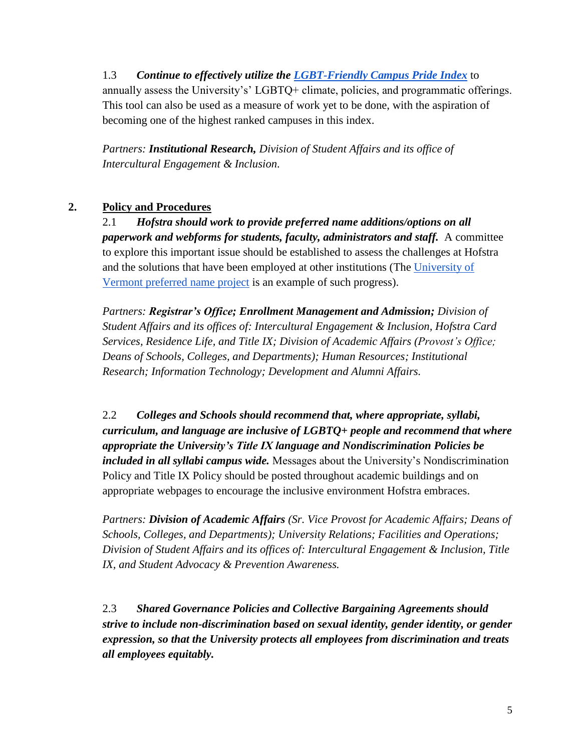1.3 ***Continue to effectively utilize the [LGBT-Friendly Campus Pride Index](#)*** to annually assess the University's' LGBTQ+ climate, policies, and programmatic offerings. This tool can also be used as a measure of work yet to be done, with the aspiration of becoming one of the highest ranked campuses in this index.

*Partners:* ***Institutional Research,*** *Division of Student Affairs and its office of Intercultural Engagement & Inclusion.*

## 2. Policy and Procedures

2.1 ***Hofstra should work to provide preferred name additions/options on all paperwork and webforms for students, faculty, administrators and staff.*** A committee to explore this important issue should be established to assess the challenges at Hofstra and the solutions that have been employed at other institutions (The [University of Vermont preferred name project](#) is an example of such progress).

*Partners:* ***Registrar's Office; Enrollment Management and Admission;*** *Division of Student Affairs and its offices of: Intercultural Engagement & Inclusion, Hofstra Card Services, Residence Life, and Title IX; Division of Academic Affairs (Provost's Office; Deans of Schools, Colleges, and Departments); Human Resources; Institutional Research; Information Technology; Development and Alumni Affairs.*

2.2 ***Colleges and Schools should recommend that, where appropriate, syllabi, curriculum, and language are inclusive of LGBTQ+ people and recommend that where appropriate the University's Title IX language and Nondiscrimination Policies be included in all syllabi campus wide.*** Messages about the University's Nondiscrimination Policy and Title IX Policy should be posted throughout academic buildings and on appropriate webpages to encourage the inclusive environment Hofstra embraces.

*Partners:* ***Division of Academic Affairs*** *(Sr. Vice Provost for Academic Affairs; Deans of Schools, Colleges, and Departments); University Relations; Facilities and Operations; Division of Student Affairs and its offices of: Intercultural Engagement & Inclusion, Title IX, and Student Advocacy & Prevention Awareness.*

2.3 ***Shared Governance Policies and Collective Bargaining Agreements should strive to include non-discrimination based on sexual identity, gender identity, or gender expression, so that the University protects all employees from discrimination and treats all employees equitably.***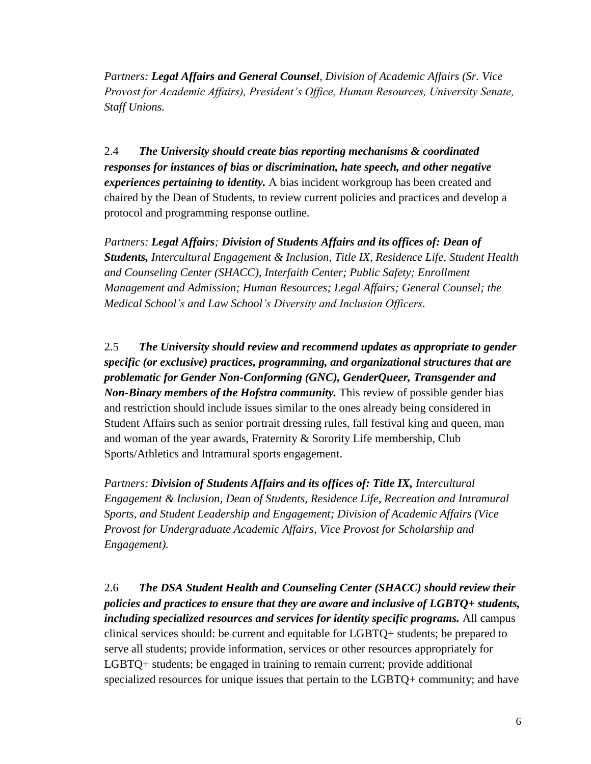*Partners: **Legal Affairs and General Counsel**, Division of Academic Affairs (Sr. Vice Provost for Academic Affairs), President's Office, Human Resources, University Senate, Staff Unions.*

2.4 ***The University should create bias reporting mechanisms & coordinated responses for instances of bias or discrimination, hate speech, and other negative experiences pertaining to identity.*** A bias incident workgroup has been created and chaired by the Dean of Students, to review current policies and practices and develop a protocol and programming response outline.

*Partners: **Legal Affairs**; **Division of Students Affairs and its offices of: Dean of Students,** Intercultural Engagement & Inclusion, Title IX, Residence Life, Student Health and Counseling Center (SHACC), Interfaith Center; Public Safety; Enrollment Management and Admission; Human Resources; Legal Affairs; General Counsel; the Medical School's and Law School's Diversity and Inclusion Officers.*

2.5 ***The University should review and recommend updates as appropriate to gender specific (or exclusive) practices, programming, and organizational structures that are problematic for Gender Non-Conforming (GNC), GenderQueer, Transgender and Non-Binary members of the Hofstra community.*** This review of possible gender bias and restriction should include issues similar to the ones already being considered in Student Affairs such as senior portrait dressing rules, fall festival king and queen, man and woman of the year awards, Fraternity & Sorority Life membership, Club Sports/Athletics and Intramural sports engagement.

*Partners: **Division of Students Affairs and its offices of: Title IX,** Intercultural Engagement & Inclusion, Dean of Students, Residence Life, Recreation and Intramural Sports, and Student Leadership and Engagement; Division of Academic Affairs (Vice Provost for Undergraduate Academic Affairs, Vice Provost for Scholarship and Engagement).*

2.6 ***The DSA Student Health and Counseling Center (SHACC) should review their policies and practices to ensure that they are aware and inclusive of LGBTQ+ students, including specialized resources and services for identity specific programs.*** All campus clinical services should: be current and equitable for LGBTQ+ students; be prepared to serve all students; provide information, services or other resources appropriately for LGBTQ+ students; be engaged in training to remain current; provide additional specialized resources for unique issues that pertain to the LGBTQ+ community; and have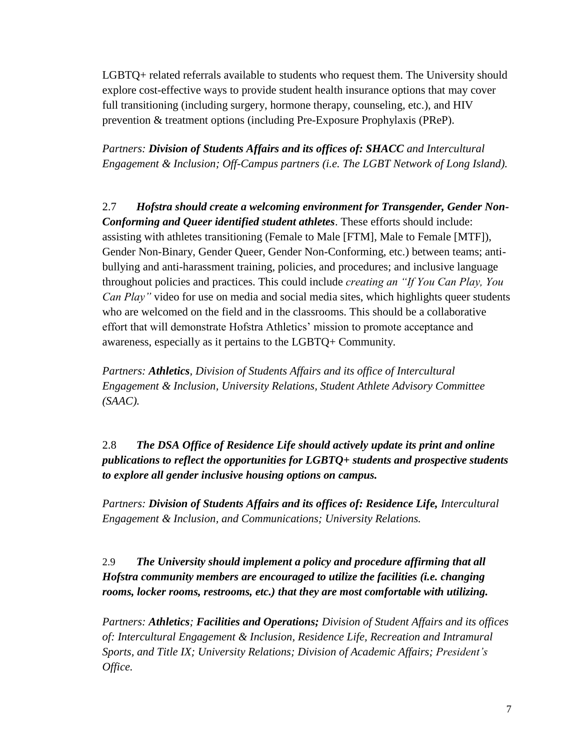LGBTQ+ related referrals available to students who request them. The University should explore cost-effective ways to provide student health insurance options that may cover full transitioning (including surgery, hormone therapy, counseling, etc.), and HIV prevention & treatment options (including Pre-Exposure Prophylaxis (PReP).

*Partners: **Division of Students Affairs and its offices of: SHACC** and Intercultural Engagement & Inclusion; Off-Campus partners (i.e. The LGBT Network of Long Island).*

2.7 ***Hofstra should create a welcoming environment for Transgender, Gender Non-Conforming and Queer identified student athletes***. These efforts should include: assisting with athletes transitioning (Female to Male [FTM], Male to Female [MTF]), Gender Non-Binary, Gender Queer, Gender Non-Conforming, etc.) between teams; anti-bullying and anti-harassment training, policies, and procedures; and inclusive language throughout policies and practices. This could include *creating an "If You Can Play, You Can Play"* video for use on media and social media sites, which highlights queer students who are welcomed on the field and in the classrooms. This should be a collaborative effort that will demonstrate Hofstra Athletics' mission to promote acceptance and awareness, especially as it pertains to the LGBTQ+ Community.

*Partners: **Athletics**, Division of Students Affairs and its office of Intercultural Engagement & Inclusion, University Relations, Student Athlete Advisory Committee (SAAC).*

2.8 ***The DSA Office of Residence Life should actively update its print and online publications to reflect the opportunities for LGBTQ+ students and prospective students to explore all gender inclusive housing options on campus.***

*Partners: **Division of Students Affairs and its offices of: Residence Life,** Intercultural Engagement & Inclusion, and Communications; University Relations.*

2.9 ***The University should implement a policy and procedure affirming that all Hofstra community members are encouraged to utilize the facilities (i.e. changing rooms, locker rooms, restrooms, etc.) that they are most comfortable with utilizing.***

*Partners: **Athletics**; **Facilities and Operations;** Division of Student Affairs and its offices of: Intercultural Engagement & Inclusion, Residence Life, Recreation and Intramural Sports, and Title IX; University Relations; Division of Academic Affairs; President's Office.*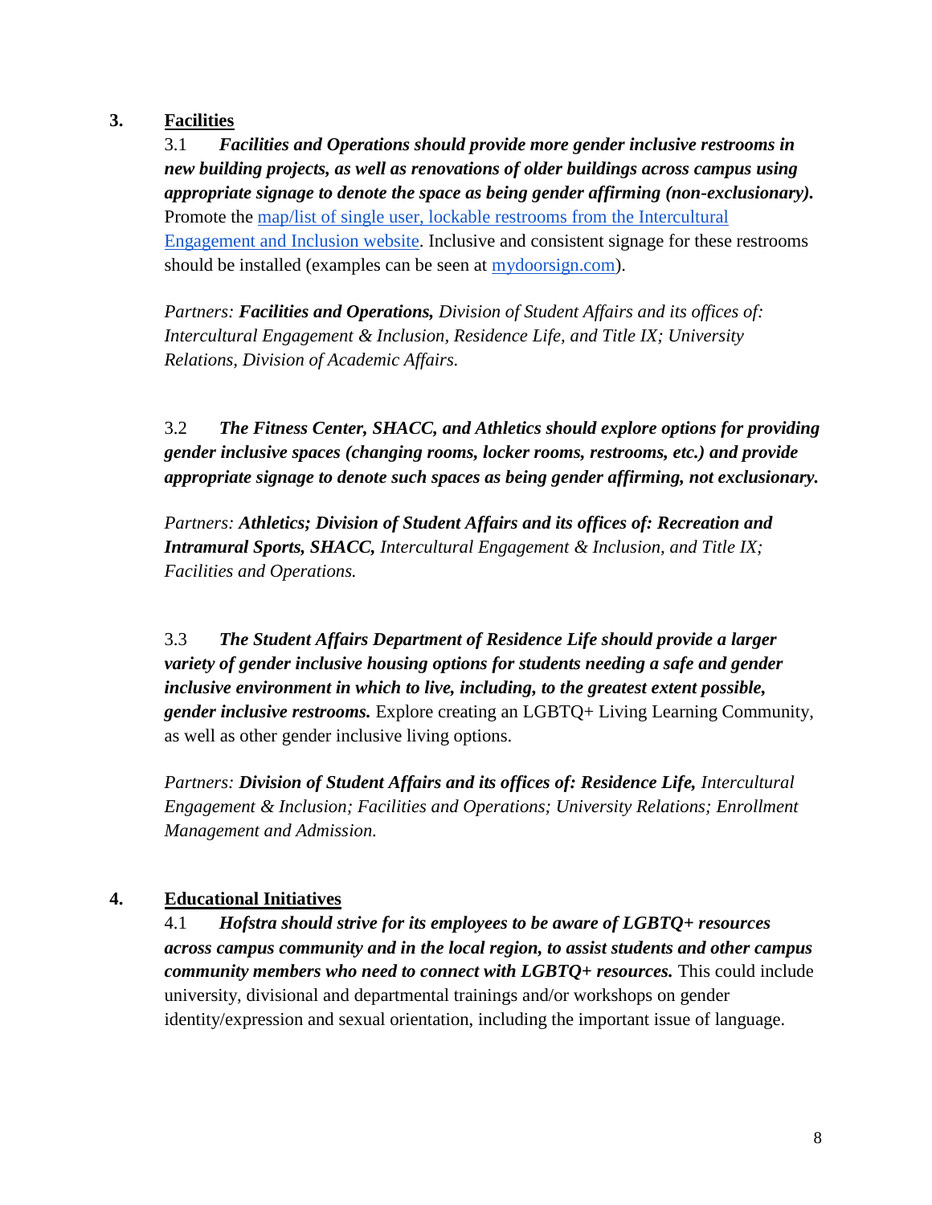## 3. Facilities

3.1 ***Facilities and Operations should provide more gender inclusive restrooms in new building projects, as well as renovations of older buildings across campus using appropriate signage to denote the space as being gender affirming (non-exclusionary).*** Promote the map/list of single user, lockable restrooms from the Intercultural Engagement and Inclusion website. Inclusive and consistent signage for these restrooms should be installed (examples can be seen at mydoorsign.com).

*Partners: **Facilities and Operations,** Division of Student Affairs and its offices of: Intercultural Engagement & Inclusion, Residence Life, and Title IX; University Relations, Division of Academic Affairs.*

3.2 ***The Fitness Center, SHACC, and Athletics should explore options for providing gender inclusive spaces (changing rooms, locker rooms, restrooms, etc.) and provide appropriate signage to denote such spaces as being gender affirming, not exclusionary.***

*Partners: **Athletics; Division of Student Affairs and its offices of: Recreation and Intramural Sports, SHACC,** Intercultural Engagement & Inclusion, and Title IX; Facilities and Operations.*

3.3 ***The Student Affairs Department of Residence Life should provide a larger variety of gender inclusive housing options for students needing a safe and gender inclusive environment in which to live, including, to the greatest extent possible, gender inclusive restrooms.*** Explore creating an LGBTQ+ Living Learning Community, as well as other gender inclusive living options.

*Partners: **Division of Student Affairs and its offices of: Residence Life,** Intercultural Engagement & Inclusion; Facilities and Operations; University Relations; Enrollment Management and Admission.*

## 4. Educational Initiatives

4.1 ***Hofstra should strive for its employees to be aware of LGBTQ+ resources across campus community and in the local region, to assist students and other campus community members who need to connect with LGBTQ+ resources.*** This could include university, divisional and departmental trainings and/or workshops on gender identity/expression and sexual orientation, including the important issue of language.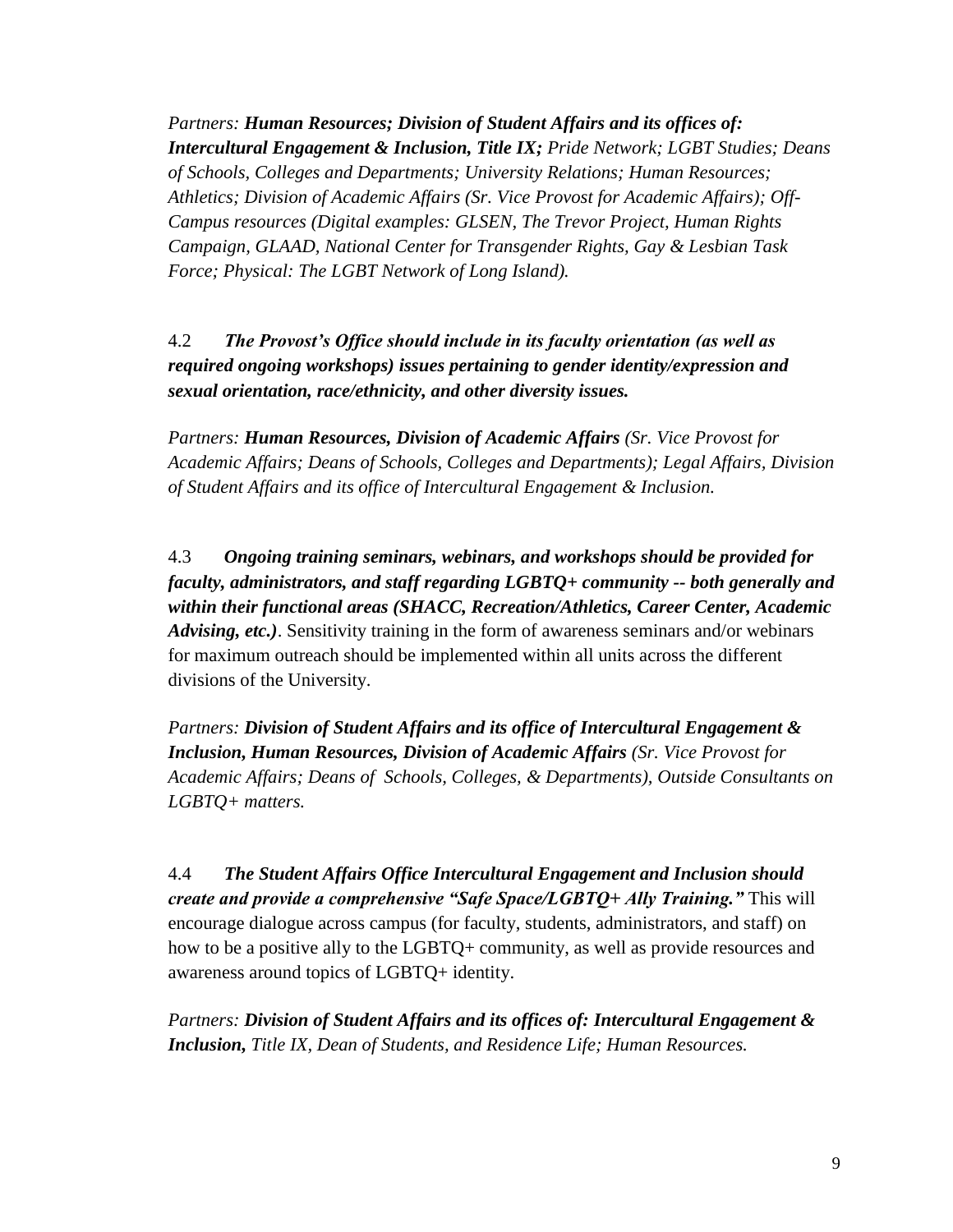*Partners:* ***Human Resources; Division of Student Affairs and its offices of: Intercultural Engagement & Inclusion, Title IX;*** *Pride Network; LGBT Studies; Deans of Schools, Colleges and Departments; University Relations; Human Resources; Athletics; Division of Academic Affairs (Sr. Vice Provost for Academic Affairs); Off-Campus resources (Digital examples: GLSEN, The Trevor Project, Human Rights Campaign, GLAAD, National Center for Transgender Rights, Gay & Lesbian Task Force; Physical: The LGBT Network of Long Island).*

4.2 ***The Provost's Office should include in its faculty orientation (as well as required ongoing workshops) issues pertaining to gender identity/expression and sexual orientation, race/ethnicity, and other diversity issues.***

*Partners:* ***Human Resources, Division of Academic Affairs*** *(Sr. Vice Provost for Academic Affairs; Deans of Schools, Colleges and Departments); Legal Affairs, Division of Student Affairs and its office of Intercultural Engagement & Inclusion.*

4.3 ***Ongoing training seminars, webinars, and workshops should be provided for faculty, administrators, and staff regarding LGBTQ+ community -- both generally and within their functional areas (SHACC, Recreation/Athletics, Career Center, Academic Advising, etc.)***. Sensitivity training in the form of awareness seminars and/or webinars for maximum outreach should be implemented within all units across the different divisions of the University.

*Partners:* ***Division of Student Affairs and its office of Intercultural Engagement & Inclusion, Human Resources, Division of Academic Affairs*** *(Sr. Vice Provost for Academic Affairs; Deans of Schools, Colleges, & Departments), Outside Consultants on LGBTQ+ matters.*

4.4 ***The Student Affairs Office Intercultural Engagement and Inclusion should create and provide a comprehensive "Safe Space/LGBTQ+ Ally Training."*** This will encourage dialogue across campus (for faculty, students, administrators, and staff) on how to be a positive ally to the LGBTQ+ community, as well as provide resources and awareness around topics of LGBTQ+ identity.

*Partners:* ***Division of Student Affairs and its offices of: Intercultural Engagement & Inclusion,*** *Title IX, Dean of Students, and Residence Life; Human Resources.*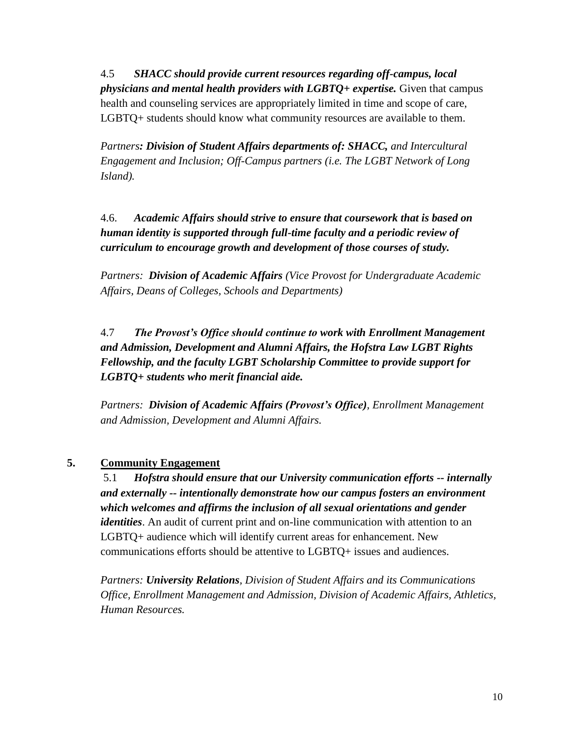4.5 ***SHACC should provide current resources regarding off-campus, local physicians and mental health providers with LGBTQ+ expertise.*** Given that campus health and counseling services are appropriately limited in time and scope of care, LGBTQ+ students should know what community resources are available to them.

*Partners**: Division of Student Affairs departments of: SHACC,** and Intercultural Engagement and Inclusion; Off-Campus partners (i.e. The LGBT Network of Long Island).*

4.6. ***Academic Affairs should strive to ensure that coursework that is based on human identity is supported through full-time faculty and a periodic review of curriculum to encourage growth and development of those courses of study.***

*Partners: **Division of Academic Affairs** (Vice Provost for Undergraduate Academic Affairs, Deans of Colleges, Schools and Departments)*

4.7 ***The Provost's Office should continue to work with Enrollment Management and Admission, Development and Alumni Affairs, the Hofstra Law LGBT Rights Fellowship, and the faculty LGBT Scholarship Committee to provide support for LGBTQ+ students who merit financial aide.***

*Partners: **Division of Academic Affairs (Provost's Office)**, Enrollment Management and Admission, Development and Alumni Affairs.*

## 5. Community Engagement

5.1 ***Hofstra should ensure that our University communication efforts -- internally and externally -- intentionally demonstrate how our campus fosters an environment which welcomes and affirms the inclusion of all sexual orientations and gender identities***. An audit of current print and on-line communication with attention to an LGBTQ+ audience which will identify current areas for enhancement. New communications efforts should be attentive to LGBTQ+ issues and audiences.

*Partners: **University Relations**, Division of Student Affairs and its Communications Office, Enrollment Management and Admission, Division of Academic Affairs, Athletics, Human Resources.*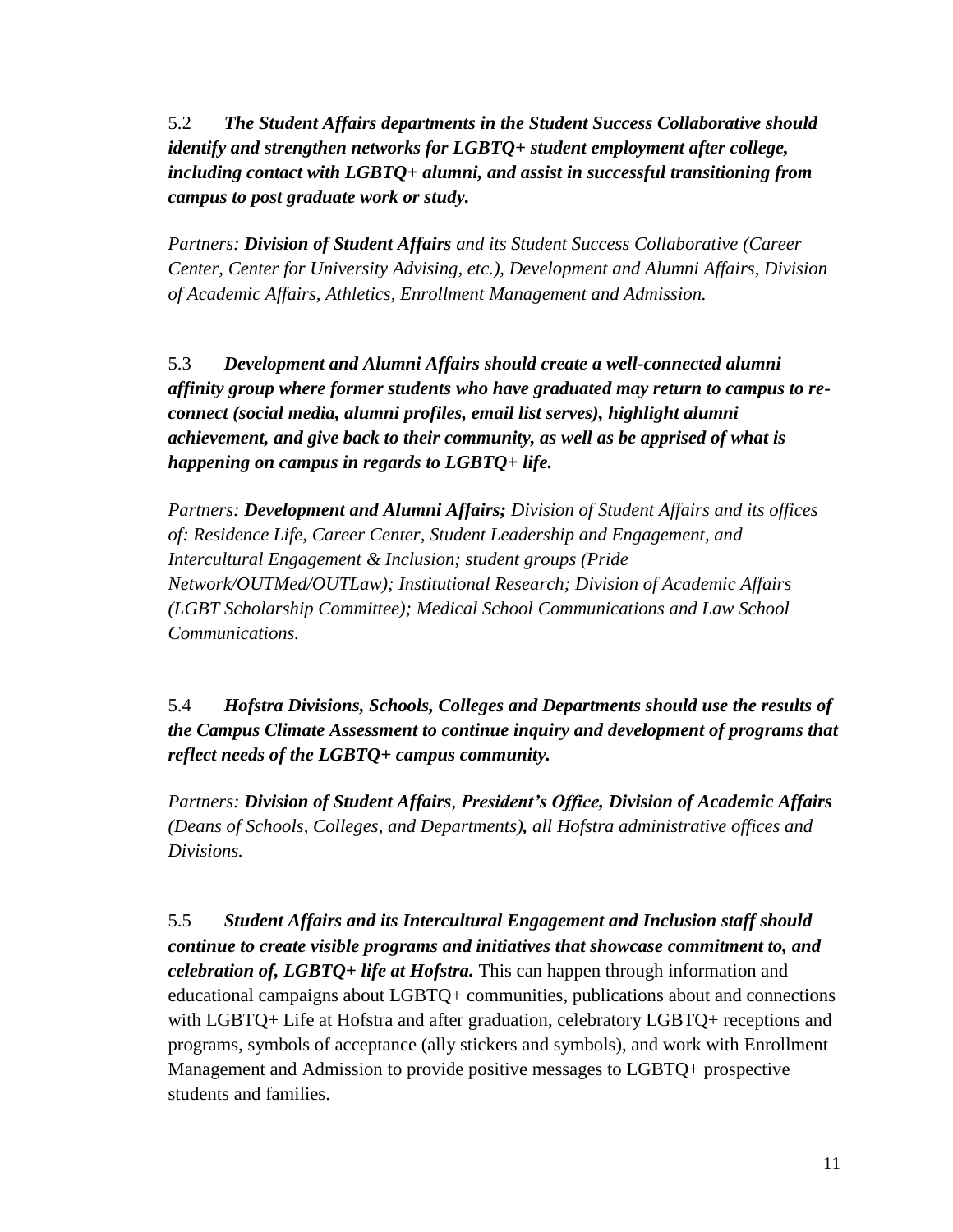5.2 ***The Student Affairs departments in the Student Success Collaborative should identify and strengthen networks for LGBTQ+ student employment after college, including contact with LGBTQ+ alumni, and assist in successful transitioning from campus to post graduate work or study.***

*Partners: **Division of Student Affairs** and its Student Success Collaborative (Career Center, Center for University Advising, etc.), Development and Alumni Affairs, Division of Academic Affairs, Athletics, Enrollment Management and Admission.*

5.3 ***Development and Alumni Affairs should create a well-connected alumni affinity group where former students who have graduated may return to campus to re-connect (social media, alumni profiles, email list serves), highlight alumni achievement, and give back to their community, as well as be apprised of what is happening on campus in regards to LGBTQ+ life.***

*Partners: **Development and Alumni Affairs;** Division of Student Affairs and its offices of: Residence Life, Career Center, Student Leadership and Engagement, and Intercultural Engagement & Inclusion; student groups (Pride Network/OUTMed/OUTLaw); Institutional Research; Division of Academic Affairs (LGBT Scholarship Committee); Medical School Communications and Law School Communications.*

5.4 ***Hofstra Divisions, Schools, Colleges and Departments should use the results of the Campus Climate Assessment to continue inquiry and development of programs that reflect needs of the LGBTQ+ campus community.***

*Partners: **Division of Student Affairs**, **President's Office, Division of Academic Affairs** (Deans of Schools, Colleges, and Departments)**,** all Hofstra administrative offices and Divisions.*

5.5 ***Student Affairs and its Intercultural Engagement and Inclusion staff should continue to create visible programs and initiatives that showcase commitment to, and celebration of, LGBTQ+ life at Hofstra.*** This can happen through information and educational campaigns about LGBTQ+ communities, publications about and connections with LGBTQ+ Life at Hofstra and after graduation, celebratory LGBTQ+ receptions and programs, symbols of acceptance (ally stickers and symbols), and work with Enrollment Management and Admission to provide positive messages to LGBTQ+ prospective students and families.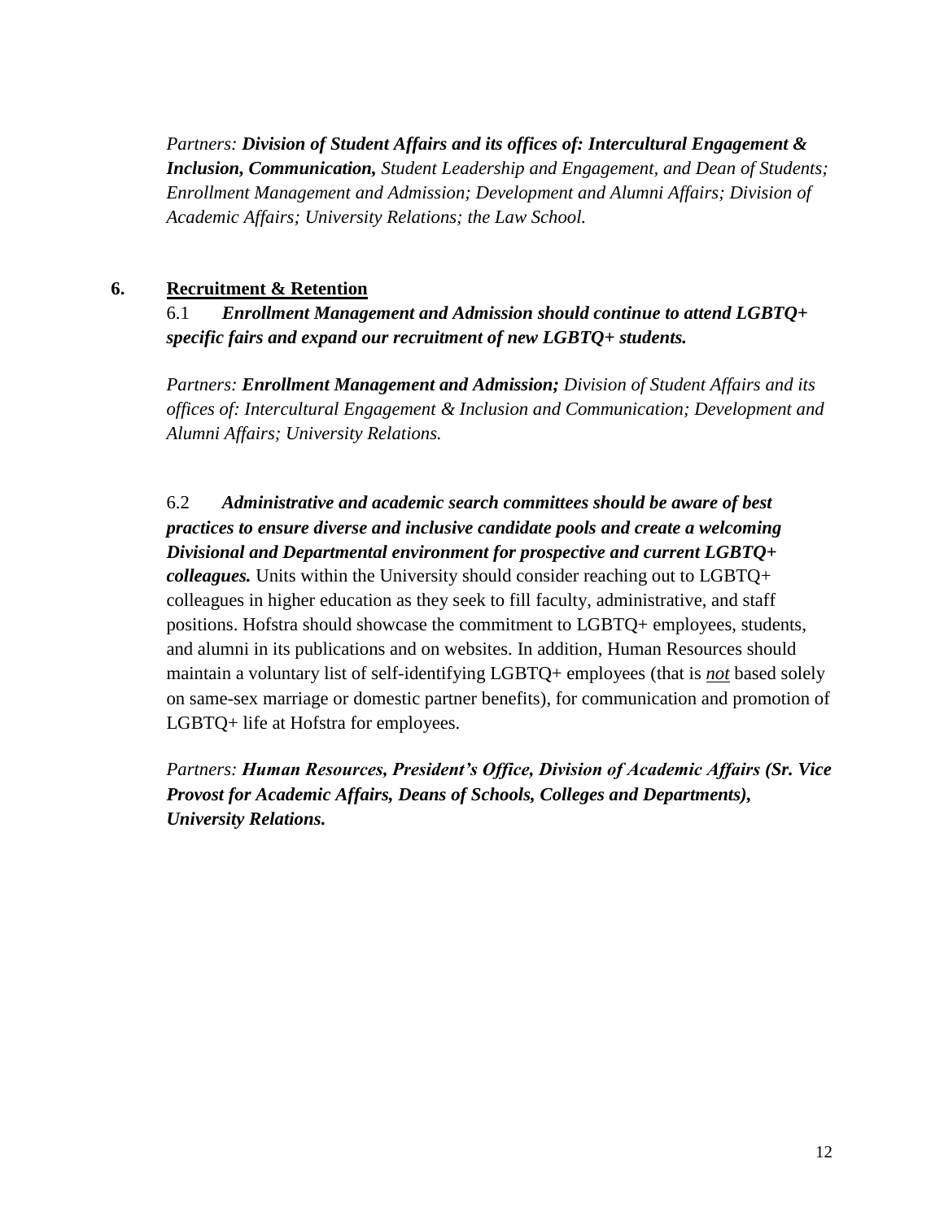*Partners:* ***Division of Student Affairs and its offices of: Intercultural Engagement & Inclusion, Communication,*** *Student Leadership and Engagement, and Dean of Students; Enrollment Management and Admission; Development and Alumni Affairs; Division of Academic Affairs; University Relations; the Law School.*

## 6. Recruitment & Retention

6.1 ***Enrollment Management and Admission should continue to attend LGBTQ+ specific fairs and expand our recruitment of new LGBTQ+ students.***

*Partners:* ***Enrollment Management and Admission;*** *Division of Student Affairs and its offices of: Intercultural Engagement & Inclusion and Communication; Development and Alumni Affairs; University Relations.*

6.2 ***Administrative and academic search committees should be aware of best practices to ensure diverse and inclusive candidate pools and create a welcoming Divisional and Departmental environment for prospective and current LGBTQ+ colleagues.*** Units within the University should consider reaching out to LGBTQ+ colleagues in higher education as they seek to fill faculty, administrative, and staff positions. Hofstra should showcase the commitment to LGBTQ+ employees, students, and alumni in its publications and on websites. In addition, Human Resources should maintain a voluntary list of self-identifying LGBTQ+ employees (that is ***not*** based solely on same-sex marriage or domestic partner benefits), for communication and promotion of LGBTQ+ life at Hofstra for employees.

*Partners:* ***Human Resources, President's Office, Division of Academic Affairs (Sr. Vice Provost for Academic Affairs, Deans of Schools, Colleges and Departments), University Relations.***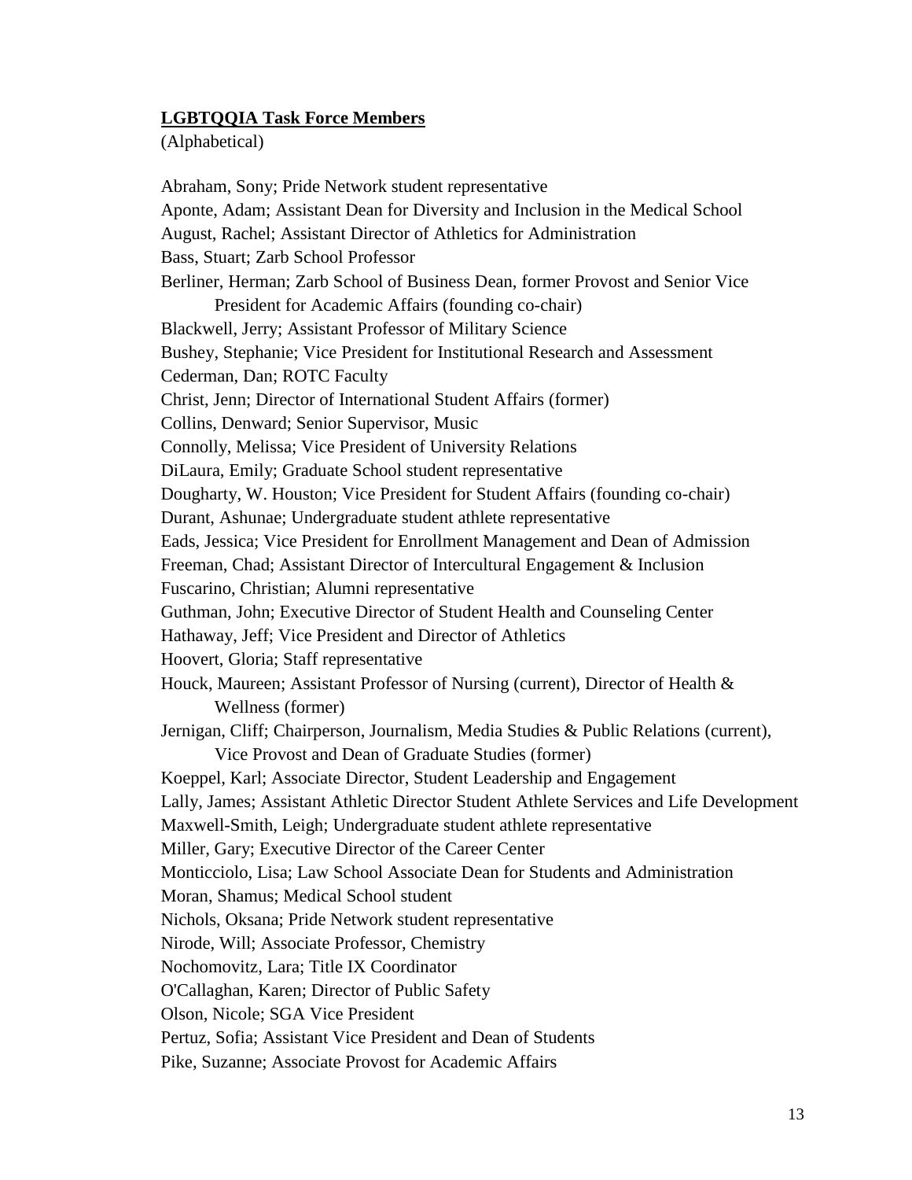**LGBTQQIA Task Force Members**

(Alphabetical)

Abraham, Sony; Pride Network student representative
Aponte, Adam; Assistant Dean for Diversity and Inclusion in the Medical School
August, Rachel; Assistant Director of Athletics for Administration
Bass, Stuart; Zarb School Professor
Berliner, Herman; Zarb School of Business Dean, former Provost and Senior Vice President for Academic Affairs (founding co-chair)
Blackwell, Jerry; Assistant Professor of Military Science
Bushey, Stephanie; Vice President for Institutional Research and Assessment
Cederman, Dan; ROTC Faculty
Christ, Jenn; Director of International Student Affairs (former)
Collins, Denward; Senior Supervisor, Music
Connolly, Melissa; Vice President of University Relations
DiLaura, Emily; Graduate School student representative
Dougharty, W. Houston; Vice President for Student Affairs (founding co-chair)
Durant, Ashunae; Undergraduate student athlete representative
Eads, Jessica; Vice President for Enrollment Management and Dean of Admission
Freeman, Chad; Assistant Director of Intercultural Engagement & Inclusion
Fuscarino, Christian; Alumni representative
Guthman, John; Executive Director of Student Health and Counseling Center
Hathaway, Jeff; Vice President and Director of Athletics
Hoovert, Gloria; Staff representative
Houck, Maureen; Assistant Professor of Nursing (current), Director of Health & Wellness (former)
Jernigan, Cliff; Chairperson, Journalism, Media Studies & Public Relations (current), Vice Provost and Dean of Graduate Studies (former)
Koeppel, Karl; Associate Director, Student Leadership and Engagement
Lally, James; Assistant Athletic Director Student Athlete Services and Life Development
Maxwell-Smith, Leigh; Undergraduate student athlete representative
Miller, Gary; Executive Director of the Career Center
Monticciolo, Lisa; Law School Associate Dean for Students and Administration
Moran, Shamus; Medical School student
Nichols, Oksana; Pride Network student representative
Nirode, Will; Associate Professor, Chemistry
Nochomovitz, Lara; Title IX Coordinator
O'Callaghan, Karen; Director of Public Safety
Olson, Nicole; SGA Vice President
Pertuz, Sofia; Assistant Vice President and Dean of Students
Pike, Suzanne; Associate Provost for Academic Affairs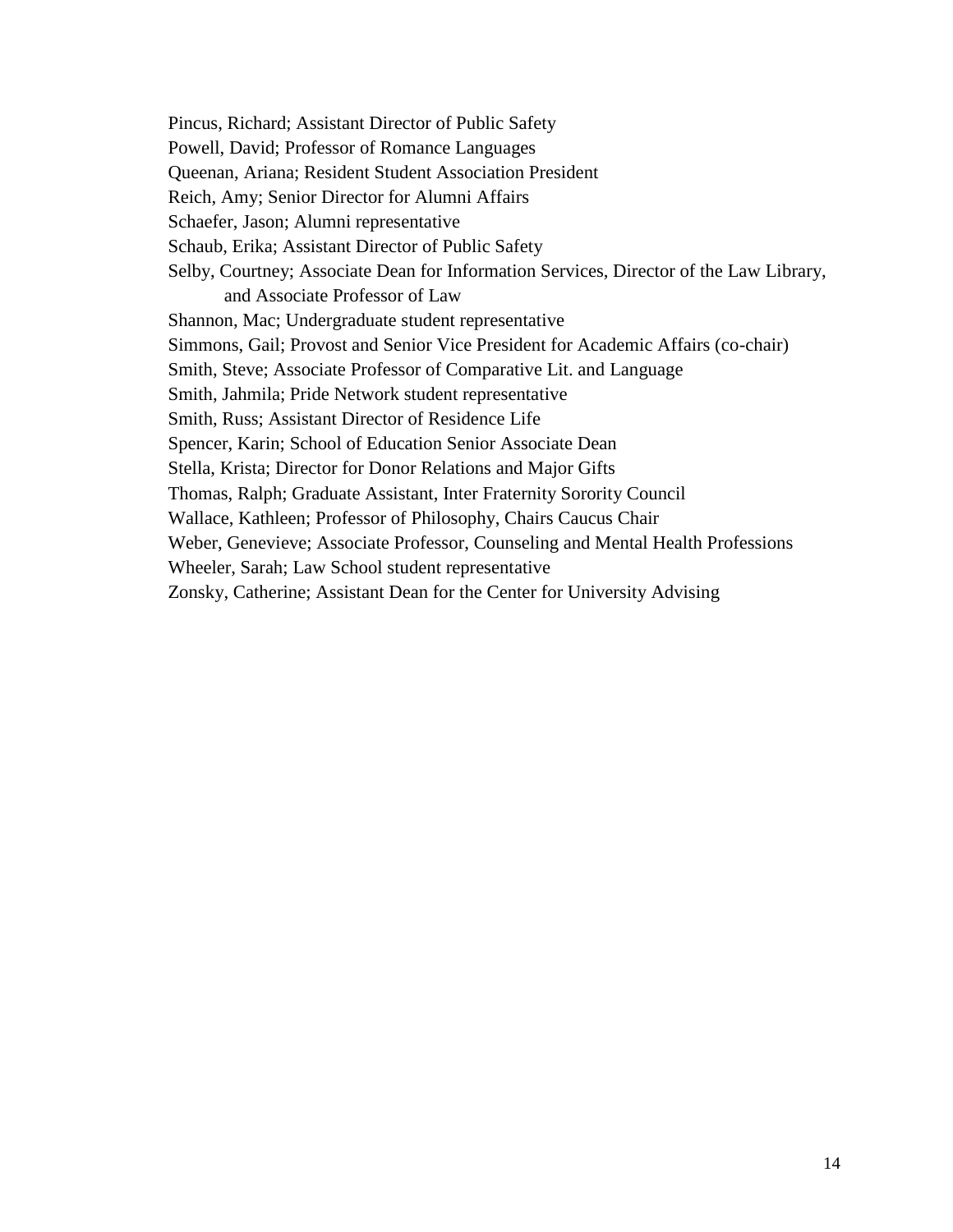Pincus, Richard; Assistant Director of Public Safety
Powell, David; Professor of Romance Languages
Queenan, Ariana; Resident Student Association President
Reich, Amy; Senior Director for Alumni Affairs
Schaefer, Jason; Alumni representative
Schaub, Erika; Assistant Director of Public Safety
Selby, Courtney; Associate Dean for Information Services, Director of the Law Library, and Associate Professor of Law
Shannon, Mac; Undergraduate student representative
Simmons, Gail; Provost and Senior Vice President for Academic Affairs (co-chair)
Smith, Steve; Associate Professor of Comparative Lit. and Language
Smith, Jahmila; Pride Network student representative
Smith, Russ; Assistant Director of Residence Life
Spencer, Karin; School of Education Senior Associate Dean
Stella, Krista; Director for Donor Relations and Major Gifts
Thomas, Ralph; Graduate Assistant, Inter Fraternity Sorority Council
Wallace, Kathleen; Professor of Philosophy, Chairs Caucus Chair
Weber, Genevieve; Associate Professor, Counseling and Mental Health Professions
Wheeler, Sarah; Law School student representative
Zonsky, Catherine; Assistant Dean for the Center for University Advising